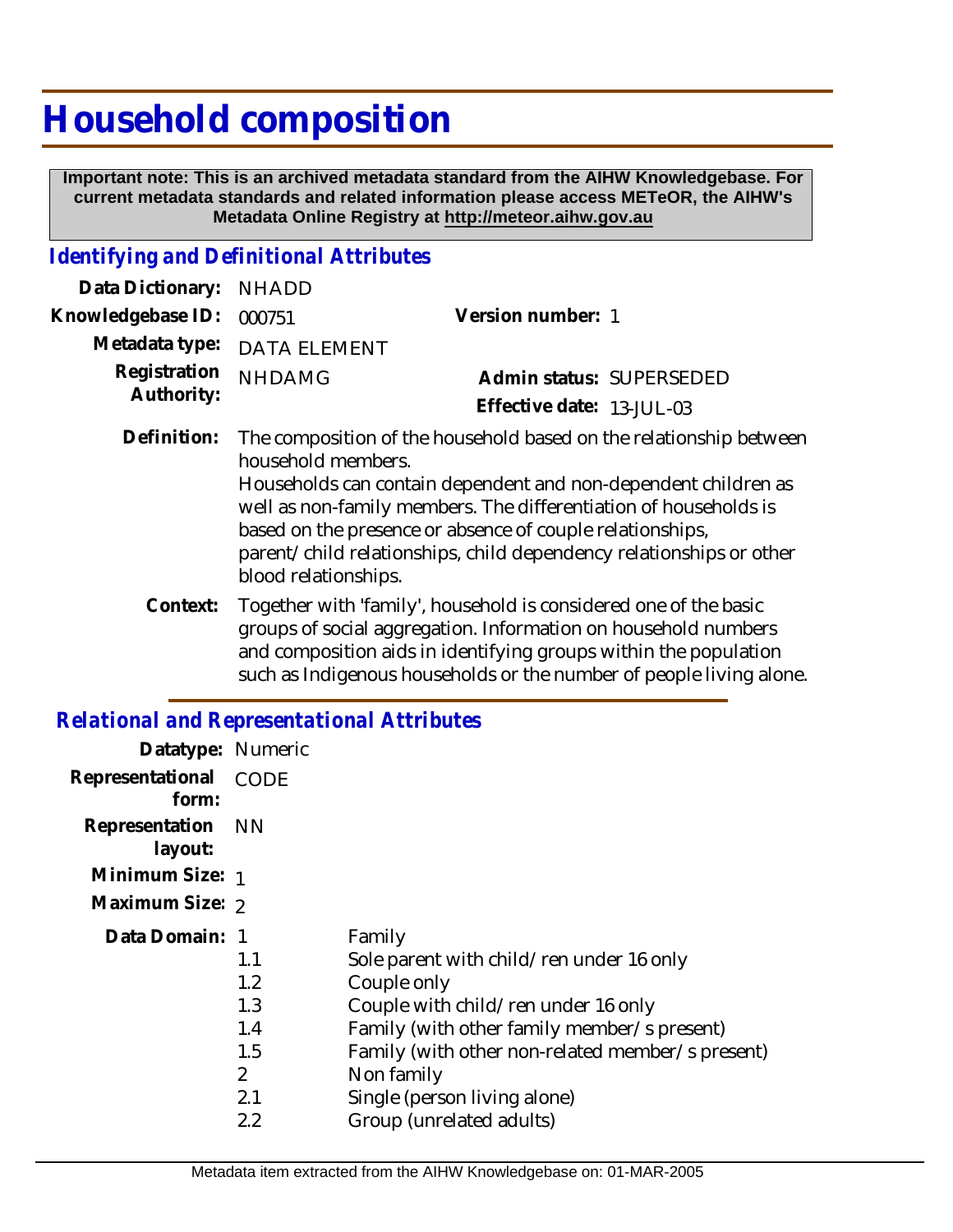# Household composition

**Important note: This is an archived metadata standard from the AIHW Knowledgebase. For current metadata standards and related information please access METeOR, the AIHW's Metadata Online Registry at http://meteor.aihw.gov.au**

## *Identifying and Definitional Attributes*

**Data Dictionary:** NHADD

**Knowledgebase ID:** 000751

**Version number:** 1

**Metadata type:** DATA ELEMENT

**Registration Authority:** NHDAMG

**Admin status:** SUPERSEDED

**Effective date:** 13-JUL-03

**Definition:** The composition of the household based on the relationship between household members.
Households can contain dependent and non-dependent children as well as non-family members. The differentiation of households is based on the presence or absence of couple relationships, parent/child relationships, child dependency relationships or other blood relationships.

**Context:** Together with 'family', household is considered one of the basic groups of social aggregation. Information on household numbers and composition aids in identifying groups within the population such as Indigenous households or the number of people living alone.

## *Relational and Representational Attributes*

**Datatype:** Numeric

**Representational form:** CODE

**Representation layout:** NN

**Minimum Size:** 1

**Maximum Size:** 2

**Data Domain:**

| | |
|---|---|
| 1 | Family |
| 1.1 | Sole parent with child/ren under 16 only |
| 1.2 | Couple only |
| 1.3 | Couple with child/ren under 16 only |
| 1.4 | Family (with other family member/s present) |
| 1.5 | Family (with other non-related member/s present) |
| 2 | Non family |
| 2.1 | Single (person living alone) |
| 2.2 | Group (unrelated adults) |

Metadata item extracted from the AIHW Knowledgebase on: 01-MAR-2005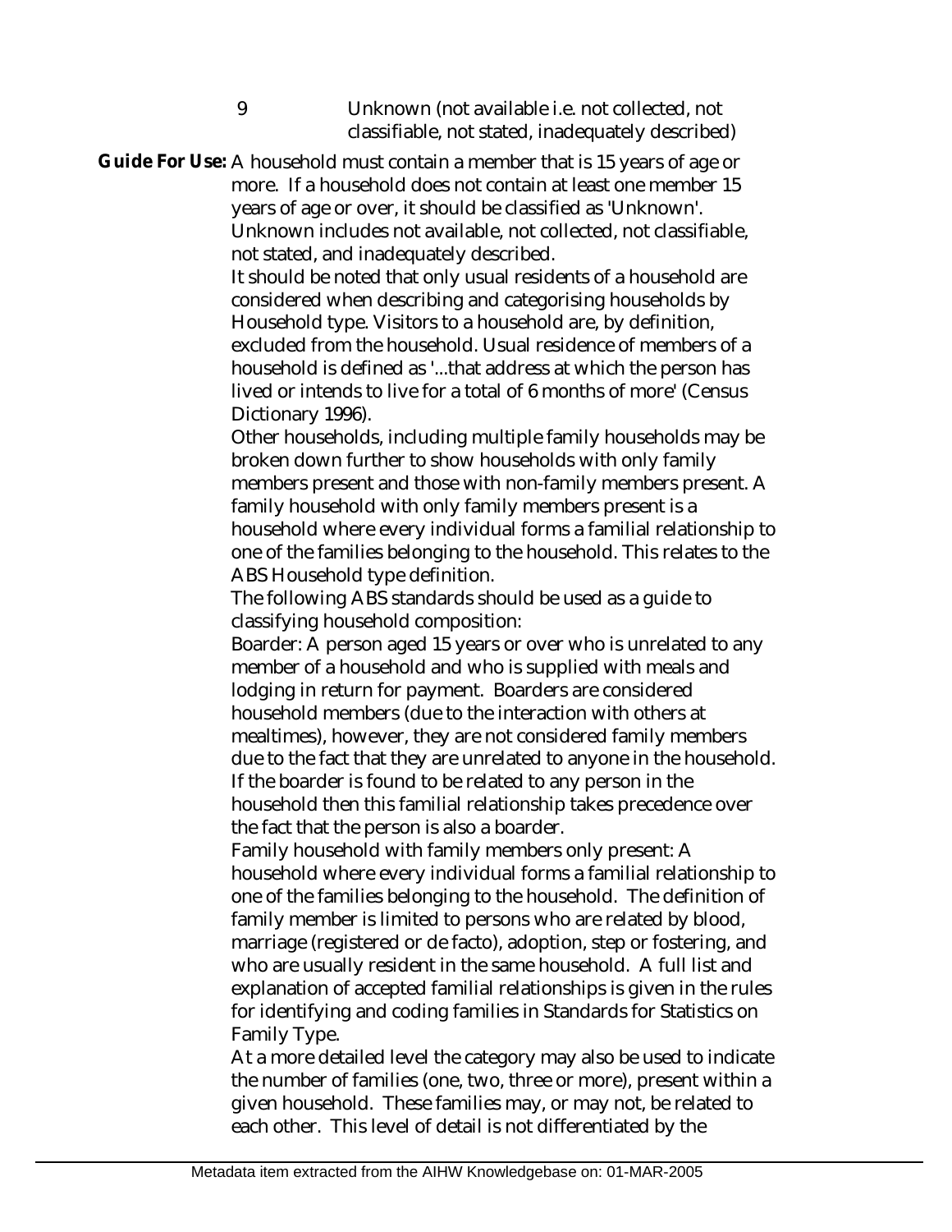9 Unknown (not available i.e. not collected, not classifiable, not stated, inadequately described)

**Guide For Use:** A household must contain a member that is 15 years of age or more. If a household does not contain at least one member 15 years of age or over, it should be classified as 'Unknown'. Unknown includes not available, not collected, not classifiable, not stated, and inadequately described.

It should be noted that only usual residents of a household are considered when describing and categorising households by Household type. Visitors to a household are, by definition, excluded from the household. Usual residence of members of a household is defined as '...that address at which the person has lived or intends to live for a total of 6 months of more' (Census Dictionary 1996).

Other households, including multiple family households may be broken down further to show households with only family members present and those with non-family members present. A family household with only family members present is a household where every individual forms a familial relationship to one of the families belonging to the household. This relates to the ABS Household type definition.

The following ABS standards should be used as a guide to classifying household composition:

Boarder: A person aged 15 years or over who is unrelated to any member of a household and who is supplied with meals and lodging in return for payment. Boarders are considered household members (due to the interaction with others at mealtimes), however, they are not considered family members due to the fact that they are unrelated to anyone in the household. If the boarder is found to be related to any person in the household then this familial relationship takes precedence over the fact that the person is also a boarder.

Family household with family members only present: A household where every individual forms a familial relationship to one of the families belonging to the household. The definition of family member is limited to persons who are related by blood, marriage (registered or de facto), adoption, step or fostering, and who are usually resident in the same household. A full list and explanation of accepted familial relationships is given in the rules for identifying and coding families in Standards for Statistics on Family Type.

At a more detailed level the category may also be used to indicate the number of families (one, two, three or more), present within a given household. These families may, or may not, be related to each other. This level of detail is not differentiated by the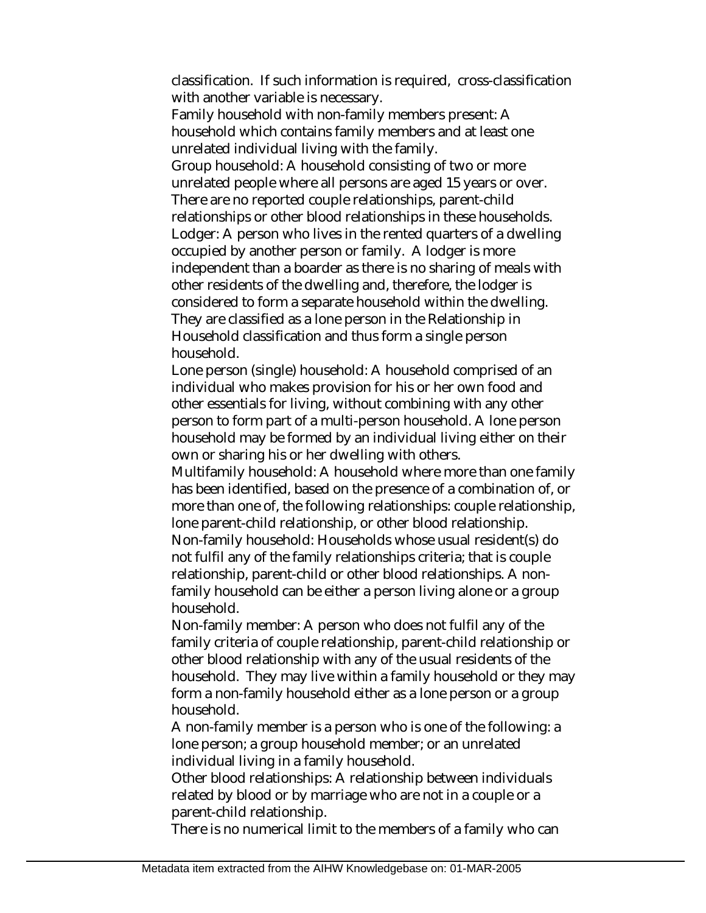classification. If such information is required, cross-classification with another variable is necessary.

Family household with non-family members present: A household which contains family members and at least one unrelated individual living with the family.

Group household: A household consisting of two or more unrelated people where all persons are aged 15 years or over. There are no reported couple relationships, parent-child relationships or other blood relationships in these households.

Lodger: A person who lives in the rented quarters of a dwelling occupied by another person or family. A lodger is more independent than a boarder as there is no sharing of meals with other residents of the dwelling and, therefore, the lodger is considered to form a separate household within the dwelling. They are classified as a lone person in the Relationship in Household classification and thus form a single person household.

Lone person (single) household: A household comprised of an individual who makes provision for his or her own food and other essentials for living, without combining with any other person to form part of a multi-person household. A lone person household may be formed by an individual living either on their own or sharing his or her dwelling with others.

Multifamily household: A household where more than one family has been identified, based on the presence of a combination of, or more than one of, the following relationships: couple relationship, lone parent-child relationship, or other blood relationship.

Non-family household: Households whose usual resident(s) do not fulfil any of the family relationships criteria; that is couple relationship, parent-child or other blood relationships. A non-family household can be either a person living alone or a group household.

Non-family member: A person who does not fulfil any of the family criteria of couple relationship, parent-child relationship or other blood relationship with any of the usual residents of the household. They may live within a family household or they may form a non-family household either as a lone person or a group household.

A non-family member is a person who is one of the following: a lone person; a group household member; or an unrelated individual living in a family household.

Other blood relationships: A relationship between individuals related by blood or by marriage who are not in a couple or a parent-child relationship.

There is no numerical limit to the members of a family who can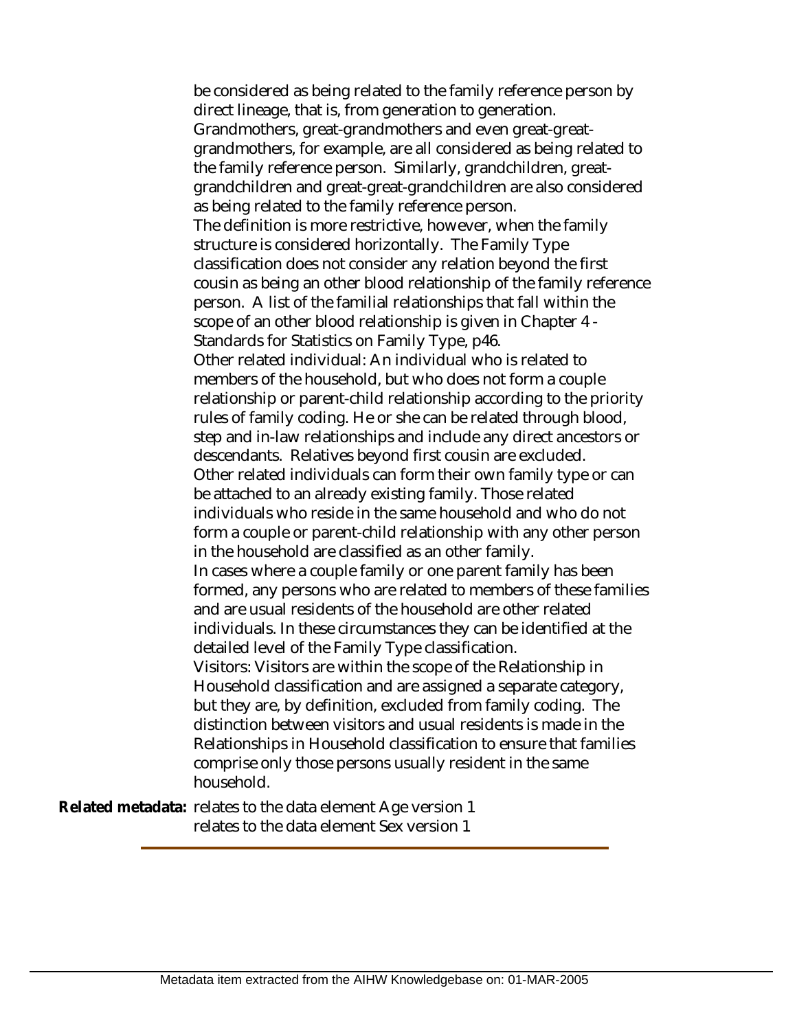be considered as being related to the family reference person by direct lineage, that is, from generation to generation. Grandmothers, great-grandmothers and even great-great-grandmothers, for example, are all considered as being related to the family reference person. Similarly, grandchildren, great-grandchildren and great-great-grandchildren are also considered as being related to the family reference person.

The definition is more restrictive, however, when the family structure is considered horizontally. The Family Type classification does not consider any relation beyond the first cousin as being an other blood relationship of the family reference person. A list of the familial relationships that fall within the scope of an other blood relationship is given in Chapter 4 - Standards for Statistics on Family Type, p46.

Other related individual: An individual who is related to members of the household, but who does not form a couple relationship or parent-child relationship according to the priority rules of family coding. He or she can be related through blood, step and in-law relationships and include any direct ancestors or descendants. Relatives beyond first cousin are excluded.

Other related individuals can form their own family type or can be attached to an already existing family. Those related individuals who reside in the same household and who do not form a couple or parent-child relationship with any other person in the household are classified as an other family.

In cases where a couple family or one parent family has been formed, any persons who are related to members of these families and are usual residents of the household are other related individuals. In these circumstances they can be identified at the detailed level of the Family Type classification.

Visitors: Visitors are within the scope of the Relationship in Household classification and are assigned a separate category, but they are, by definition, excluded from family coding. The distinction between visitors and usual residents is made in the Relationships in Household classification to ensure that families comprise only those persons usually resident in the same household.

**Related metadata:** relates to the data element Age version 1
relates to the data element Sex version 1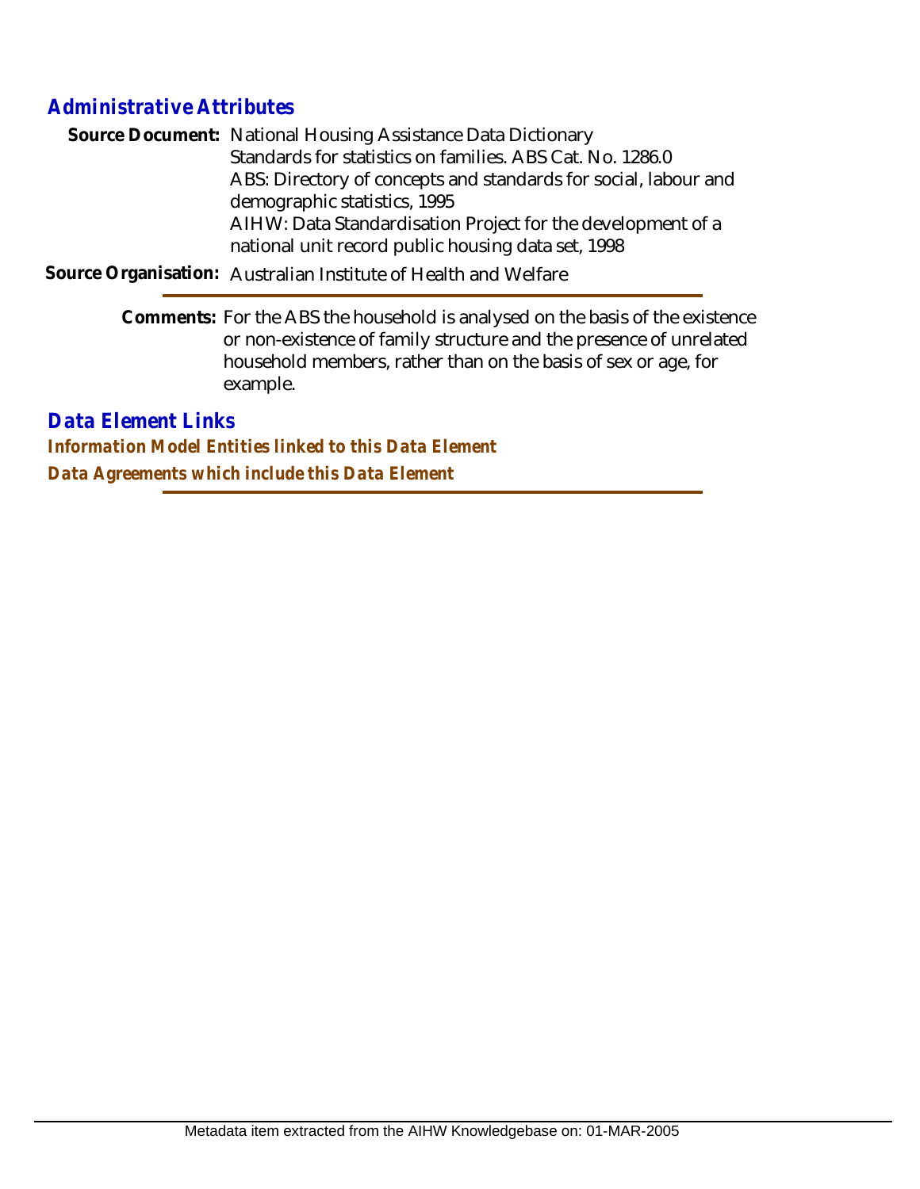## Administrative Attributes

**Source Document:** National Housing Assistance Data Dictionary
Standards for statistics on families. ABS Cat. No. 1286.0
ABS: Directory of concepts and standards for social, labour and demographic statistics, 1995
AIHW: Data Standardisation Project for the development of a national unit record public housing data set, 1998

**Source Organisation:** Australian Institute of Health and Welfare

**Comments:** For the ABS the household is analysed on the basis of the existence or non-existence of family structure and the presence of unrelated household members, rather than on the basis of sex or age, for example.

## Data Element Links

***Information Model Entities linked to this Data Element***

***Data Agreements which include this Data Element***

Metadata item extracted from the AIHW Knowledgebase on: 01-MAR-2005